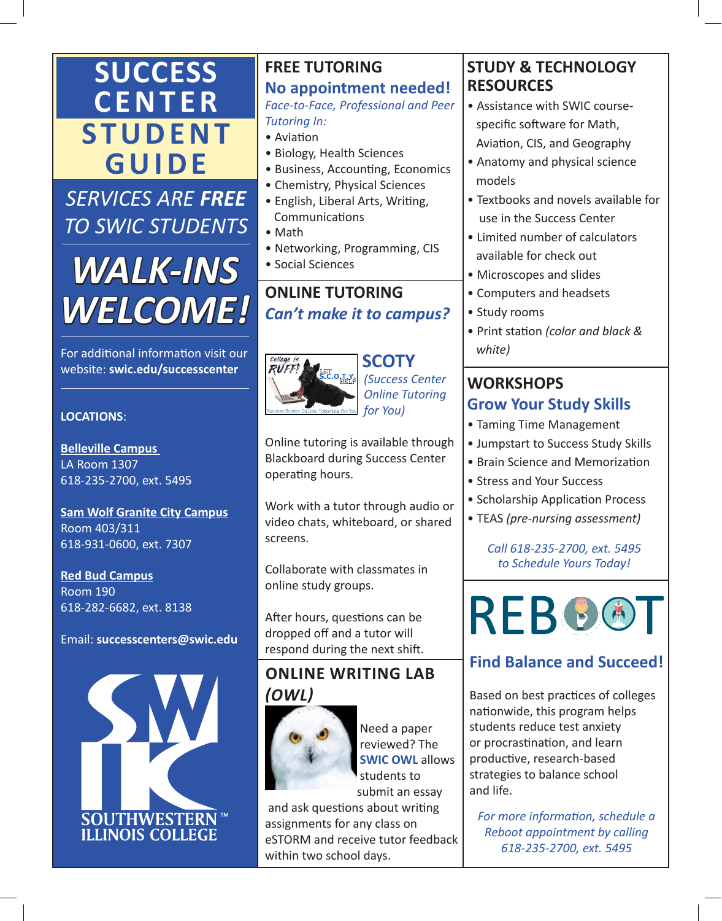# SUCCESS CENTER STUDENT GUIDE

*SERVICES ARE **FREE** TO SWIC STUDENTS*

# *WALK-INS WELCOME!*

For additional information visit our website: **swic.edu/successcenter**

**LOCATIONS**:

**Belleville Campus**
LA Room 1307
618-235-2700, ext. 5495

**Sam Wolf Granite City Campus**
Room 403/311
618-931-0600, ext. 7307

**Red Bud Campus**
Room 190
618-282-6682, ext. 8138

Email: **successcenters@swic.edu**

SOUTHWESTERN ILLINOIS COLLEGE

## FREE TUTORING

### No appointment needed!

*Face-to-Face, Professional and Peer Tutoring In:*

- Aviation
- Biology, Health Sciences
- Business, Accounting, Economics
- Chemistry, Physical Sciences
- English, Liberal Arts, Writing, Communications
- Math
- Networking, Programming, CIS
- Social Sciences

## ONLINE TUTORING

### *Can't make it to campus?*

### SCOTY
*(Success Center Online Tutoring for You)*

Online tutoring is available through Blackboard during Success Center operating hours.

Work with a tutor through audio or video chats, whiteboard, or shared screens.

Collaborate with classmates in online study groups.

After hours, questions can be dropped off and a tutor will respond during the next shift.

## ONLINE WRITING LAB *(OWL)*

Need a paper reviewed? The **SWIC OWL** allows students to submit an essay and ask questions about writing assignments for any class on eSTORM and receive tutor feedback within two school days.

## STUDY & TECHNOLOGY RESOURCES

- Assistance with SWIC course-specific software for Math, Aviation, CIS, and Geography
- Anatomy and physical science models
- Textbooks and novels available for use in the Success Center
- Limited number of calculators available for check out
- Microscopes and slides
- Computers and headsets
- Study rooms
- Print station *(color and black & white)*

## WORKSHOPS

### Grow Your Study Skills

- Taming Time Management
- Jumpstart to Success Study Skills
- Brain Science and Memorization
- Stress and Your Success
- Scholarship Application Process
- TEAS *(pre-nursing assessment)*

*Call 618-235-2700, ext. 5495 to Schedule Yours Today!*

## REBOOT

### Find Balance and Succeed!

Based on best practices of colleges nationwide, this program helps students reduce test anxiety or procrastination, and learn productive, research-based strategies to balance school and life.

*For more information, schedule a Reboot appointment by calling 618-235-2700, ext. 5495*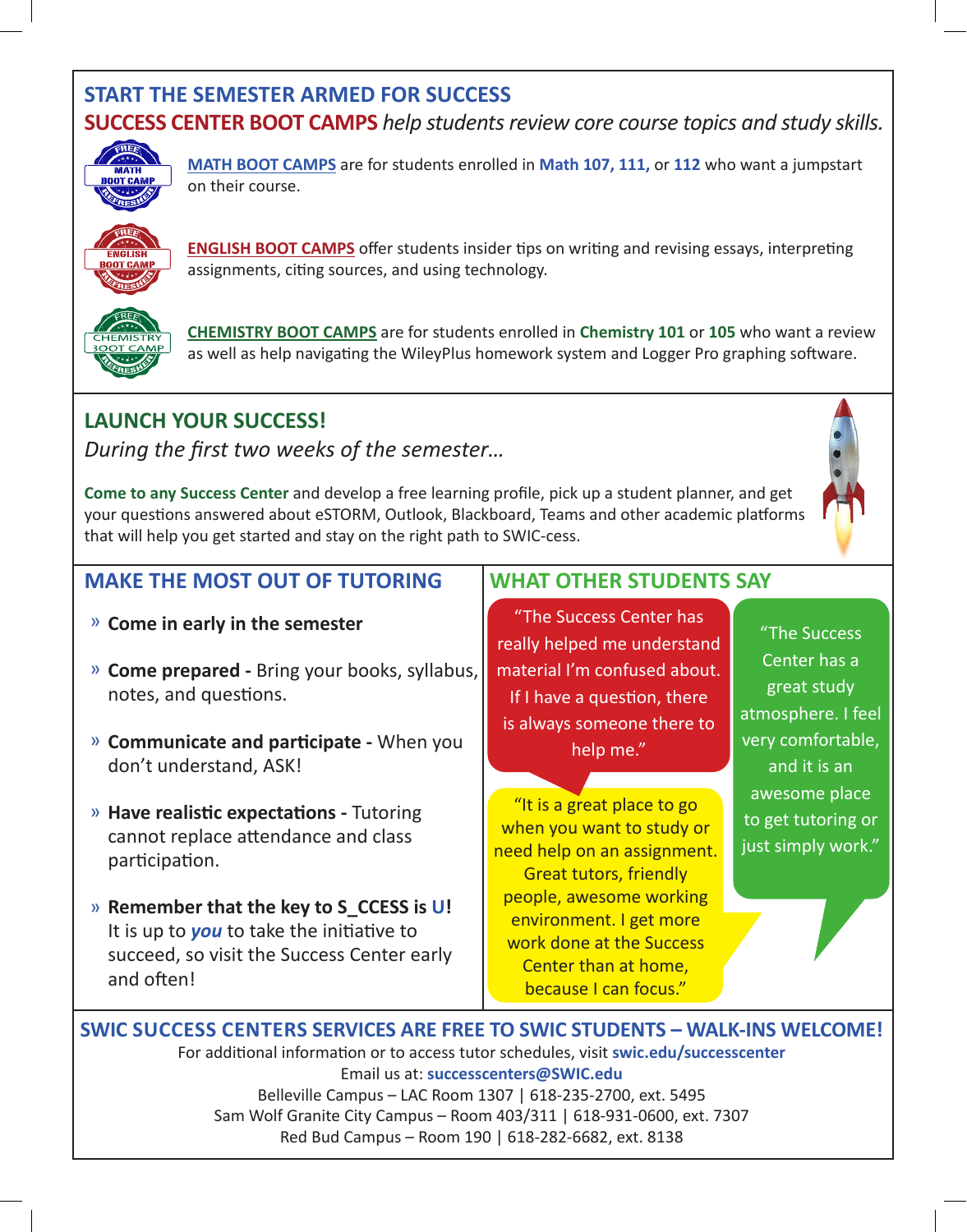## START THE SEMESTER ARMED FOR SUCCESS

**SUCCESS CENTER BOOT CAMPS** *help students review core course topics and study skills.*

**MATH BOOT CAMPS** are for students enrolled in **Math 107, 111,** or **112** who want a jumpstart on their course.

**ENGLISH BOOT CAMPS** offer students insider tips on writing and revising essays, interpreting assignments, citing sources, and using technology.

**CHEMISTRY BOOT CAMPS** are for students enrolled in **Chemistry 101** or **105** who want a review as well as help navigating the WileyPlus homework system and Logger Pro graphing software.

## LAUNCH YOUR SUCCESS!

*During the first two weeks of the semester…*

**Come to any Success Center** and develop a free learning profile, pick up a student planner, and get your questions answered about eSTORM, Outlook, Blackboard, Teams and other academic platforms that will help you get started and stay on the right path to SWIC-cess.

## MAKE THE MOST OUT OF TUTORING

- **Come in early in the semester**
- **Come prepared -** Bring your books, syllabus, notes, and questions.
- **Communicate and participate -** When you don't understand, ASK!
- **Have realistic expectations -** Tutoring cannot replace attendance and class participation.
- **Remember that the key to S_CCESS is U!** It is up to ***you*** to take the initiative to succeed, so visit the Success Center early and often!

## WHAT OTHER STUDENTS SAY

"The Success Center has really helped me understand material I'm confused about. If I have a question, there is always someone there to help me."

"The Success Center has a great study atmosphere. I feel very comfortable, and it is an awesome place to get tutoring or just simply work."

"It is a great place to go when you want to study or need help on an assignment. Great tutors, friendly people, awesome working environment. I get more work done at the Success Center than at home, because I can focus."

## SWIC SUCCESS CENTERS SERVICES ARE FREE TO SWIC STUDENTS – WALK-INS WELCOME!

For additional information or to access tutor schedules, visit **swic.edu/successcenter**

Email us at: **successcenters@SWIC.edu**

Belleville Campus – LAC Room 1307 | 618-235-2700, ext. 5495

Sam Wolf Granite City Campus – Room 403/311 | 618-931-0600, ext. 7307

Red Bud Campus – Room 190 | 618-282-6682, ext. 8138